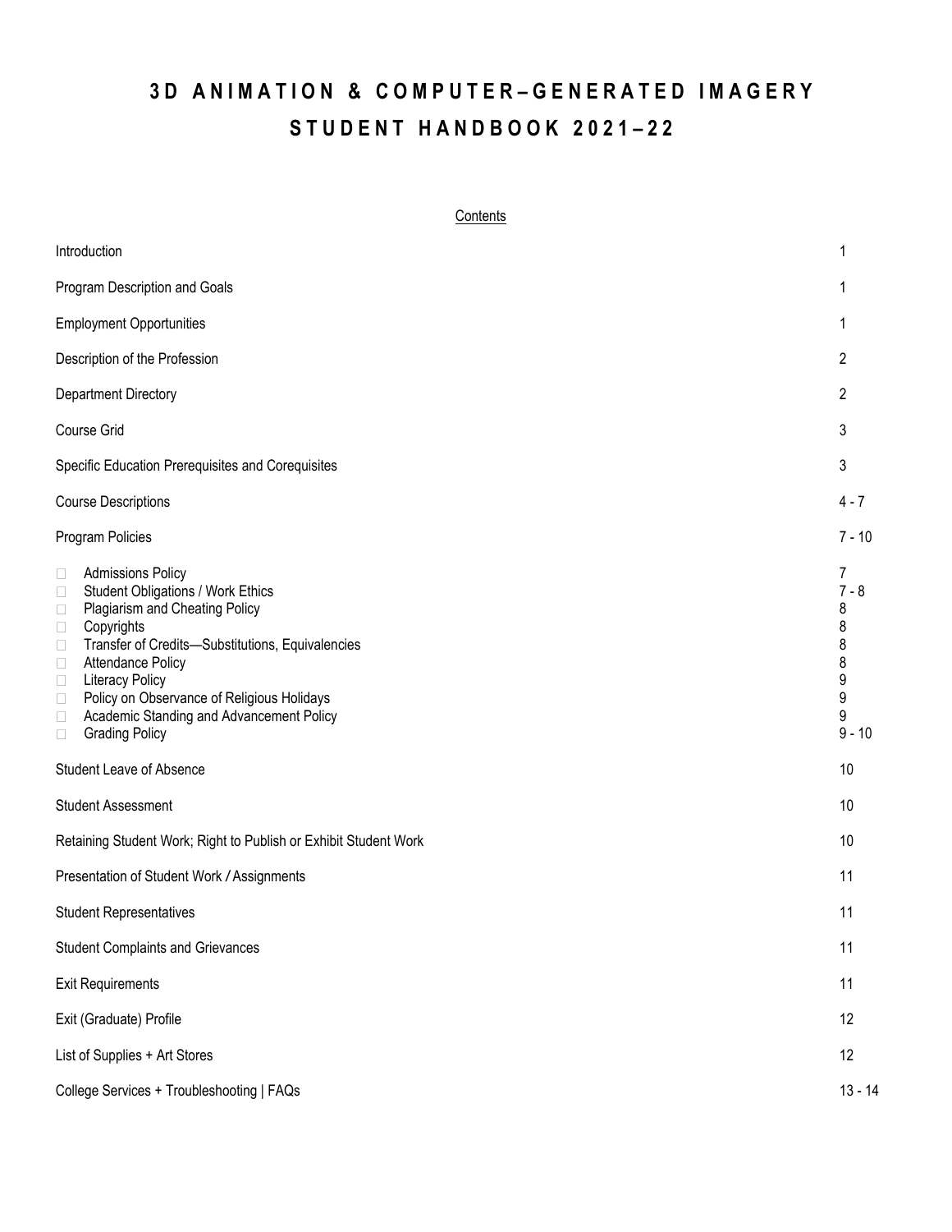# 3D ANIMATION & COMPUTER–GENERATED IMAGERY
# STUDENT HANDBOOK 2021–22

Contents

| | |
|---|---|
| Introduction | 1 |
| Program Description and Goals | 1 |
| Employment Opportunities | 1 |
| Description of the Profession | 2 |
| Department Directory | 2 |
| Course Grid | 3 |
| Specific Education Prerequisites and Corequisites | 3 |
| Course Descriptions | 4 - 7 |
| Program Policies | 7 - 10 |
| - Admissions Policy | 7 |
| - Student Obligations / Work Ethics | 7 - 8 |
| - Plagiarism and Cheating Policy | 8 |
| - Copyrights | 8 |
| - Transfer of Credits—Substitutions, Equivalencies | 8 |
| - Attendance Policy | 8 |
| - Literacy Policy | 9 |
| - Policy on Observance of Religious Holidays | 9 |
| - Academic Standing and Advancement Policy | 9 |
| - Grading Policy | 9 - 10 |
| Student Leave of Absence | 10 |
| Student Assessment | 10 |
| Retaining Student Work; Right to Publish or Exhibit Student Work | 10 |
| Presentation of Student Work / Assignments | 11 |
| Student Representatives | 11 |
| Student Complaints and Grievances | 11 |
| Exit Requirements | 11 |
| Exit (Graduate) Profile | 12 |
| List of Supplies + Art Stores | 12 |
| College Services + Troubleshooting \| FAQs | 13 - 14 |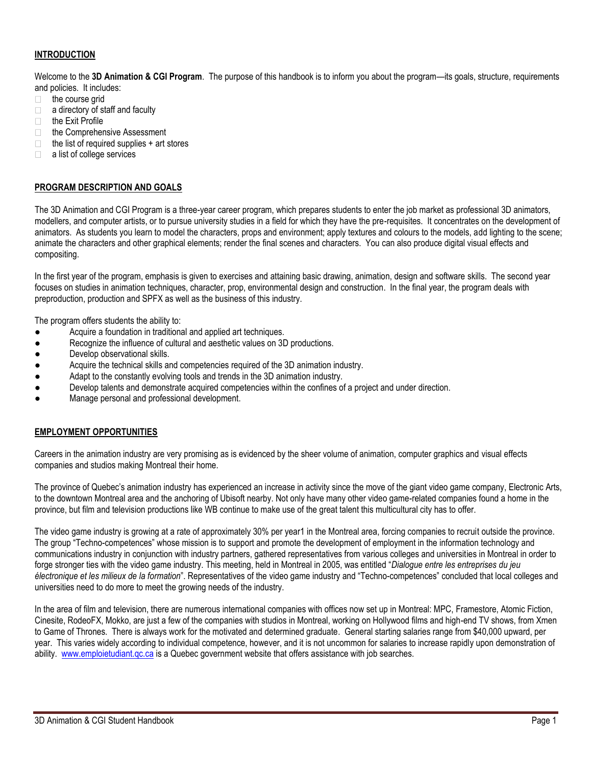## INTRODUCTION

Welcome to the **3D Animation & CGI Program**. The purpose of this handbook is to inform you about the program—its goals, structure, requirements and policies. It includes:

- the course grid
- a directory of staff and faculty
- the Exit Profile
- the Comprehensive Assessment
- the list of required supplies + art stores
- a list of college services

## PROGRAM DESCRIPTION AND GOALS

The 3D Animation and CGI Program is a three-year career program, which prepares students to enter the job market as professional 3D animators, modellers, and computer artists, or to pursue university studies in a field for which they have the pre-requisites. It concentrates on the development of animators. As students you learn to model the characters, props and environment; apply textures and colours to the models, add lighting to the scene; animate the characters and other graphical elements; render the final scenes and characters. You can also produce digital visual effects and compositing.

In the first year of the program, emphasis is given to exercises and attaining basic drawing, animation, design and software skills. The second year focuses on studies in animation techniques, character, prop, environmental design and construction. In the final year, the program deals with preproduction, production and SPFX as well as the business of this industry.

The program offers students the ability to:

- Acquire a foundation in traditional and applied art techniques.
- Recognize the influence of cultural and aesthetic values on 3D productions.
- Develop observational skills.
- Acquire the technical skills and competencies required of the 3D animation industry.
- Adapt to the constantly evolving tools and trends in the 3D animation industry.
- Develop talents and demonstrate acquired competencies within the confines of a project and under direction.
- Manage personal and professional development.

## EMPLOYMENT OPPORTUNITIES

Careers in the animation industry are very promising as is evidenced by the sheer volume of animation, computer graphics and visual effects companies and studios making Montreal their home.

The province of Quebec's animation industry has experienced an increase in activity since the move of the giant video game company, Electronic Arts, to the downtown Montreal area and the anchoring of Ubisoft nearby. Not only have many other video game-related companies found a home in the province, but film and television productions like WB continue to make use of the great talent this multicultural city has to offer.

The video game industry is growing at a rate of approximately 30% per year[1] in the Montreal area, forcing companies to recruit outside the province. The group "Techno-competences" whose mission is to support and promote the development of employment in the information technology and communications industry in conjunction with industry partners, gathered representatives from various colleges and universities in Montreal in order to forge stronger ties with the video game industry. This meeting, held in Montreal in 2005, was entitled "*Dialogue entre les entreprises du jeu électronique et les milieux de la formation*". Representatives of the video game industry and "Techno-competences" concluded that local colleges and universities need to do more to meet the growing needs of the industry.

In the area of film and television, there are numerous international companies with offices now set up in Montreal: MPC, Framestore, Atomic Fiction, Cinesite, RodeoFX, Mokko, are just a few of the companies with studios in Montreal, working on Hollywood films and high-end TV shows, from Xmen to Game of Thrones. There is always work for the motivated and determined graduate. General starting salaries range from $40,000 upward, per year. This varies widely according to individual competence, however, and it is not uncommon for salaries to increase rapidly upon demonstration of ability. [www.emploietudiant.qc.ca](http://www.emploietudiant.qc.ca) is a Quebec government website that offers assistance with job searches.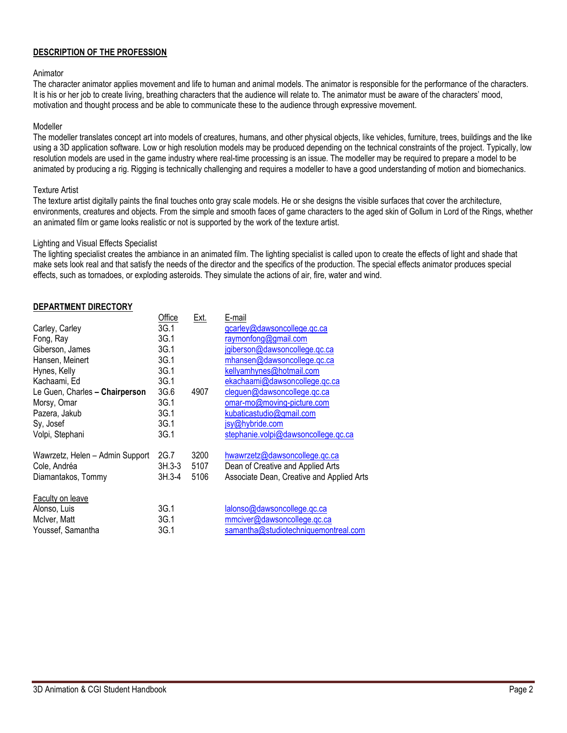## DESCRIPTION OF THE PROFESSION

Animator
The character animator applies movement and life to human and animal models. The animator is responsible for the performance of the characters. It is his or her job to create living, breathing characters that the audience will relate to. The animator must be aware of the characters' mood, motivation and thought process and be able to communicate these to the audience through expressive movement.

Modeller
The modeller translates concept art into models of creatures, humans, and other physical objects, like vehicles, furniture, trees, buildings and the like using a 3D application software. Low or high resolution models may be produced depending on the technical constraints of the project. Typically, low resolution models are used in the game industry where real-time processing is an issue. The modeller may be required to prepare a model to be animated by producing a rig. Rigging is technically challenging and requires a modeller to have a good understanding of motion and biomechanics.

Texture Artist
The texture artist digitally paints the final touches onto gray scale models. He or she designs the visible surfaces that cover the architecture, environments, creatures and objects. From the simple and smooth faces of game characters to the aged skin of Gollum in Lord of the Rings, whether an animated film or game looks realistic or not is supported by the work of the texture artist.

Lighting and Visual Effects Specialist
The lighting specialist creates the ambiance in an animated film. The lighting specialist is called upon to create the effects of light and shade that make sets look real and that satisfy the needs of the director and the specifics of the production. The special effects animator produces special effects, such as tornadoes, or exploding asteroids. They simulate the actions of air, fire, water and wind.

## DEPARTMENT DIRECTORY

| | Office | Ext. | E-mail |
|---|---|---|---|
| Carley, Carley | 3G.1 | | gcarley@dawsoncollege.qc.ca |
| Fong, Ray | 3G.1 | | raymonfong@gmail.com |
| Giberson, James | 3G.1 | | jgiberson@dawsoncollege.qc.ca |
| Hansen, Meinert | 3G.1 | | mhansen@dawsoncollege.qc.ca |
| Hynes, Kelly | 3G.1 | | kellyamhynes@hotmail.com |
| Kachaami, Ed | 3G.1 | | ekachaami@dawsoncollege.qc.ca |
| Le Guen, Charles **– Chairperson** | 3G.6 | 4907 | cleguen@dawsoncollege.qc.ca |
| Morsy, Omar | 3G.1 | | omar-mo@moving-picture.com |
| Pazera, Jakub | 3G.1 | | kubaticastudio@gmail.com |
| Sy, Josef | 3G.1 | | jsy@hybride.com |
| Volpi, Stephani | 3G.1 | | stephanie.volpi@dawsoncollege.qc.ca |
| | | | |
| Wawrzetz, Helen – Admin Support | 2G.7 | 3200 | hwawrzetz@dawsoncollege.qc.ca |
| Cole, Andréa | 3H.3-3 | 5107 | Dean of Creative and Applied Arts |
| Diamantakos, Tommy | 3H.3-4 | 5106 | Associate Dean, Creative and Applied Arts |
| | | | |
| Faculty on leave | | | |
| Alonso, Luis | 3G.1 | | lalonso@dawsoncollege.qc.ca |
| McIver, Matt | 3G.1 | | mmciver@dawsoncollege.qc.ca |
| Youssef, Samantha | 3G.1 | | samantha@studiotechniquemontreal.com |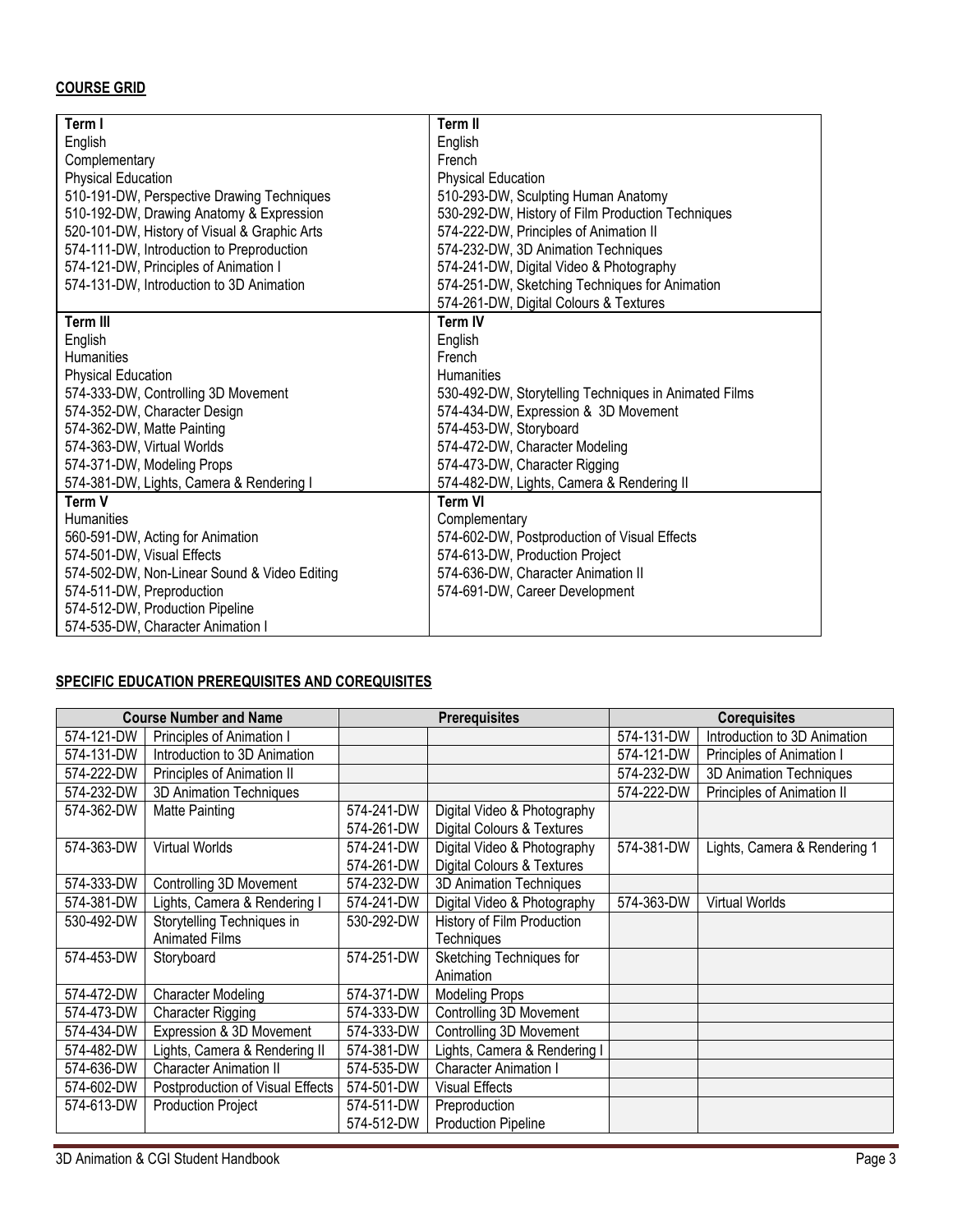**COURSE GRID**

| Term I | Term II |
|---|---|
| English | English |
| Complementary | French |
| Physical Education | Physical Education |
| 510-191-DW, Perspective Drawing Techniques | 510-293-DW, Sculpting Human Anatomy |
| 510-192-DW, Drawing Anatomy & Expression | 530-292-DW, History of Film Production Techniques |
| 520-101-DW, History of Visual & Graphic Arts | 574-222-DW, Principles of Animation II |
| 574-111-DW, Introduction to Preproduction | 574-232-DW, 3D Animation Techniques |
| 574-121-DW, Principles of Animation I | 574-241-DW, Digital Video & Photography |
| 574-131-DW, Introduction to 3D Animation | 574-251-DW, Sketching Techniques for Animation |
| | 574-261-DW, Digital Colours & Textures |
| **Term III** | **Term IV** |
| English | English |
| Humanities | French |
| Physical Education | Humanities |
| 574-333-DW, Controlling 3D Movement | 530-492-DW, Storytelling Techniques in Animated Films |
| 574-352-DW, Character Design | 574-434-DW, Expression & 3D Movement |
| 574-362-DW, Matte Painting | 574-453-DW, Storyboard |
| 574-363-DW, Virtual Worlds | 574-472-DW, Character Modeling |
| 574-371-DW, Modeling Props | 574-473-DW, Character Rigging |
| 574-381-DW, Lights, Camera & Rendering I | 574-482-DW, Lights, Camera & Rendering II |
| **Term V** | **Term VI** |
| Humanities | Complementary |
| 560-591-DW, Acting for Animation | 574-602-DW, Postproduction of Visual Effects |
| 574-501-DW, Visual Effects | 574-613-DW, Production Project |
| 574-502-DW, Non-Linear Sound & Video Editing | 574-636-DW, Character Animation II |
| 574-511-DW, Preproduction | 574-691-DW, Career Development |
| 574-512-DW, Production Pipeline | |
| 574-535-DW, Character Animation I | |

**SPECIFIC EDUCATION PREREQUISITES AND COREQUISITES**

| Course Number and Name | | Prerequisites | | Corequisites | |
|---|---|---|---|---|---|
| 574-121-DW | Principles of Animation I | | | 574-131-DW | Introduction to 3D Animation |
| 574-131-DW | Introduction to 3D Animation | | | 574-121-DW | Principles of Animation I |
| 574-222-DW | Principles of Animation II | | | 574-232-DW | 3D Animation Techniques |
| 574-232-DW | 3D Animation Techniques | | | 574-222-DW | Principles of Animation II |
| 574-362-DW | Matte Painting | 574-241-DW<br>574-261-DW | Digital Video & Photography<br>Digital Colours & Textures | | |
| 574-363-DW | Virtual Worlds | 574-241-DW<br>574-261-DW | Digital Video & Photography<br>Digital Colours & Textures | 574-381-DW | Lights, Camera & Rendering 1 |
| 574-333-DW | Controlling 3D Movement | 574-232-DW | 3D Animation Techniques | | |
| 574-381-DW | Lights, Camera & Rendering I | 574-241-DW | Digital Video & Photography | 574-363-DW | Virtual Worlds |
| 530-492-DW | Storytelling Techniques in Animated Films | 530-292-DW | History of Film Production Techniques | | |
| 574-453-DW | Storyboard | 574-251-DW | Sketching Techniques for Animation | | |
| 574-472-DW | Character Modeling | 574-371-DW | Modeling Props | | |
| 574-473-DW | Character Rigging | 574-333-DW | Controlling 3D Movement | | |
| 574-434-DW | Expression & 3D Movement | 574-333-DW | Controlling 3D Movement | | |
| 574-482-DW | Lights, Camera & Rendering II | 574-381-DW | Lights, Camera & Rendering I | | |
| 574-636-DW | Character Animation II | 574-535-DW | Character Animation I | | |
| 574-602-DW | Postproduction of Visual Effects | 574-501-DW | Visual Effects | | |
| 574-613-DW | Production Project | 574-511-DW<br>574-512-DW | Preproduction<br>Production Pipeline | | |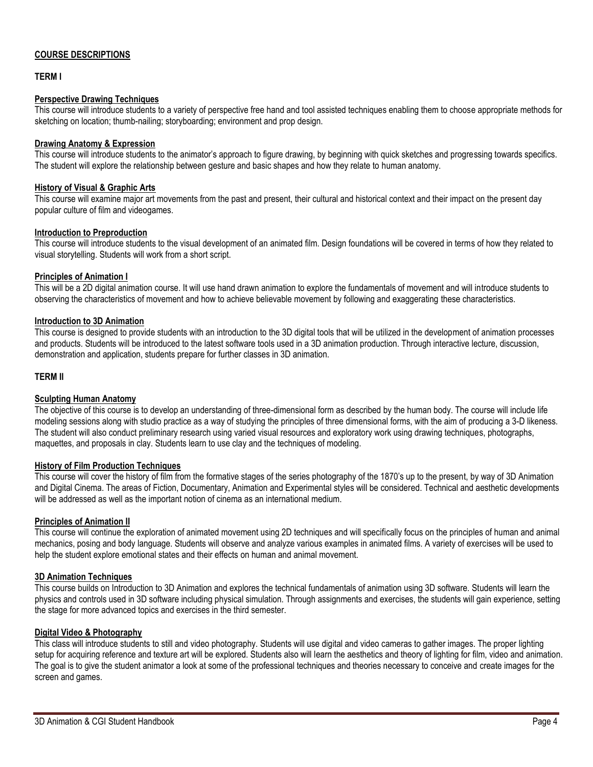## COURSE DESCRIPTIONS

### TERM I

**Perspective Drawing Techniques**

This course will introduce students to a variety of perspective free hand and tool assisted techniques enabling them to choose appropriate methods for sketching on location; thumb-nailing; storyboarding; environment and prop design.

**Drawing Anatomy & Expression**

This course will introduce students to the animator's approach to figure drawing, by beginning with quick sketches and progressing towards specifics. The student will explore the relationship between gesture and basic shapes and how they relate to human anatomy.

**History of Visual & Graphic Arts**

This course will examine major art movements from the past and present, their cultural and historical context and their impact on the present day popular culture of film and videogames.

**Introduction to Preproduction**

This course will introduce students to the visual development of an animated film. Design foundations will be covered in terms of how they related to visual storytelling. Students will work from a short script.

**Principles of Animation I**

This will be a 2D digital animation course. It will use hand drawn animation to explore the fundamentals of movement and will introduce students to observing the characteristics of movement and how to achieve believable movement by following and exaggerating these characteristics.

**Introduction to 3D Animation**

This course is designed to provide students with an introduction to the 3D digital tools that will be utilized in the development of animation processes and products. Students will be introduced to the latest software tools used in a 3D animation production. Through interactive lecture, discussion, demonstration and application, students prepare for further classes in 3D animation.

### TERM II

**Sculpting Human Anatomy**

The objective of this course is to develop an understanding of three-dimensional form as described by the human body. The course will include life modeling sessions along with studio practice as a way of studying the principles of three dimensional forms, with the aim of producing a 3-D likeness. The student will also conduct preliminary research using varied visual resources and exploratory work using drawing techniques, photographs, maquettes, and proposals in clay. Students learn to use clay and the techniques of modeling.

**History of Film Production Techniques**

This course will cover the history of film from the formative stages of the series photography of the 1870's up to the present, by way of 3D Animation and Digital Cinema. The areas of Fiction, Documentary, Animation and Experimental styles will be considered. Technical and aesthetic developments will be addressed as well as the important notion of cinema as an international medium.

**Principles of Animation II**

This course will continue the exploration of animated movement using 2D techniques and will specifically focus on the principles of human and animal mechanics, posing and body language. Students will observe and analyze various examples in animated films. A variety of exercises will be used to help the student explore emotional states and their effects on human and animal movement.

**3D Animation Techniques**

This course builds on Introduction to 3D Animation and explores the technical fundamentals of animation using 3D software. Students will learn the physics and controls used in 3D software including physical simulation. Through assignments and exercises, the students will gain experience, setting the stage for more advanced topics and exercises in the third semester.

**Digital Video & Photography**

This class will introduce students to still and video photography. Students will use digital and video cameras to gather images. The proper lighting setup for acquiring reference and texture art will be explored. Students also will learn the aesthetics and theory of lighting for film, video and animation. The goal is to give the student animator a look at some of the professional techniques and theories necessary to conceive and create images for the screen and games.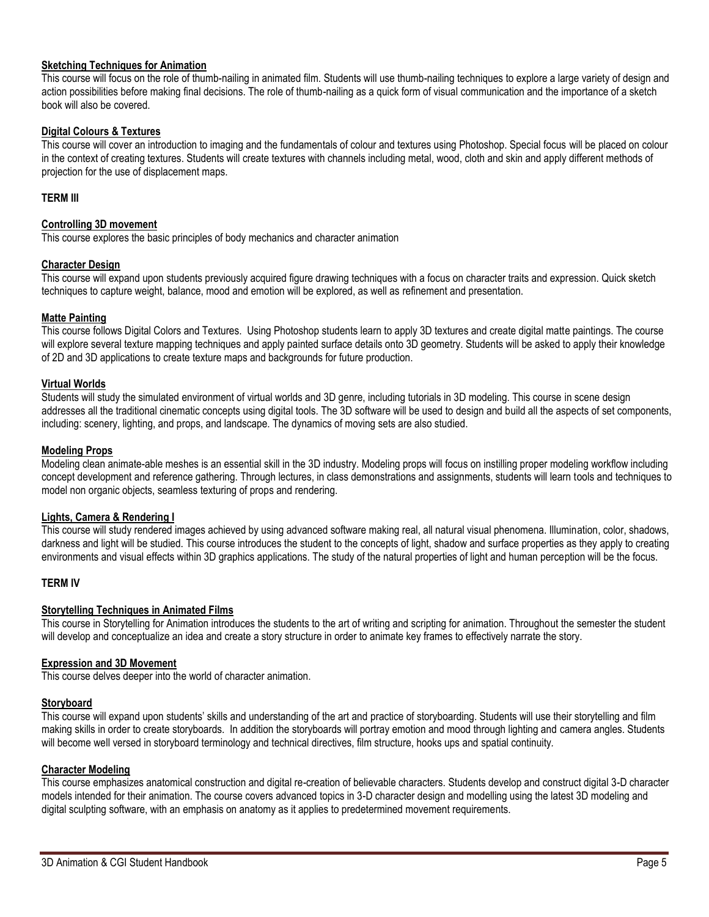### Sketching Techniques for Animation

This course will focus on the role of thumb-nailing in animated film. Students will use thumb-nailing techniques to explore a large variety of design and action possibilities before making final decisions. The role of thumb-nailing as a quick form of visual communication and the importance of a sketch book will also be covered.

### Digital Colours & Textures

This course will cover an introduction to imaging and the fundamentals of colour and textures using Photoshop. Special focus will be placed on colour in the context of creating textures. Students will create textures with channels including metal, wood, cloth and skin and apply different methods of projection for the use of displacement maps.

## TERM III

### Controlling 3D movement

This course explores the basic principles of body mechanics and character animation

### Character Design

This course will expand upon students previously acquired figure drawing techniques with a focus on character traits and expression. Quick sketch techniques to capture weight, balance, mood and emotion will be explored, as well as refinement and presentation.

### Matte Painting

This course follows Digital Colors and Textures. Using Photoshop students learn to apply 3D textures and create digital matte paintings. The course will explore several texture mapping techniques and apply painted surface details onto 3D geometry. Students will be asked to apply their knowledge of 2D and 3D applications to create texture maps and backgrounds for future production.

### Virtual Worlds

Students will study the simulated environment of virtual worlds and 3D genre, including tutorials in 3D modeling. This course in scene design addresses all the traditional cinematic concepts using digital tools. The 3D software will be used to design and build all the aspects of set components, including: scenery, lighting, and props, and landscape. The dynamics of moving sets are also studied.

### Modeling Props

Modeling clean animate-able meshes is an essential skill in the 3D industry. Modeling props will focus on instilling proper modeling workflow including concept development and reference gathering. Through lectures, in class demonstrations and assignments, students will learn tools and techniques to model non organic objects, seamless texturing of props and rendering.

### Lights, Camera & Rendering I

This course will study rendered images achieved by using advanced software making real, all natural visual phenomena. Illumination, color, shadows, darkness and light will be studied. This course introduces the student to the concepts of light, shadow and surface properties as they apply to creating environments and visual effects within 3D graphics applications. The study of the natural properties of light and human perception will be the focus.

## TERM IV

### Storytelling Techniques in Animated Films

This course in Storytelling for Animation introduces the students to the art of writing and scripting for animation. Throughout the semester the student will develop and conceptualize an idea and create a story structure in order to animate key frames to effectively narrate the story.

### Expression and 3D Movement

This course delves deeper into the world of character animation.

### Storyboard

This course will expand upon students' skills and understanding of the art and practice of storyboarding. Students will use their storytelling and film making skills in order to create storyboards. In addition the storyboards will portray emotion and mood through lighting and camera angles. Students will become well versed in storyboard terminology and technical directives, film structure, hooks ups and spatial continuity.

### Character Modeling

This course emphasizes anatomical construction and digital re-creation of believable characters. Students develop and construct digital 3-D character models intended for their animation. The course covers advanced topics in 3-D character design and modelling using the latest 3D modeling and digital sculpting software, with an emphasis on anatomy as it applies to predetermined movement requirements.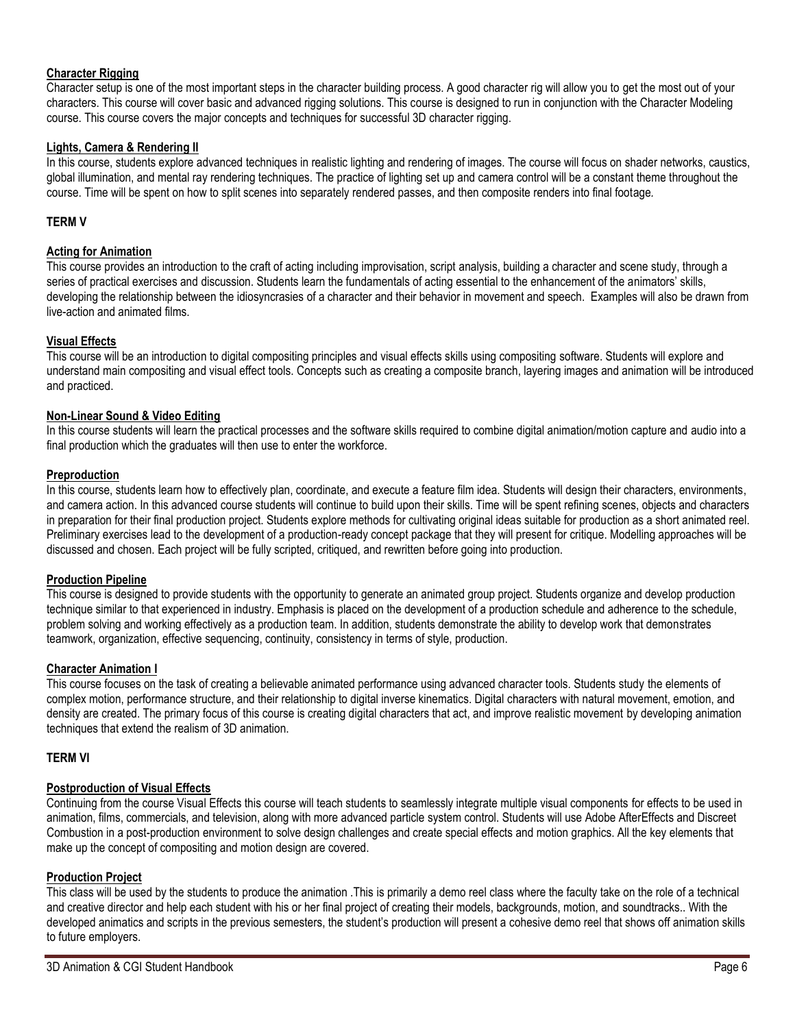**Character Rigging**

Character setup is one of the most important steps in the character building process. A good character rig will allow you to get the most out of your characters. This course will cover basic and advanced rigging solutions. This course is designed to run in conjunction with the Character Modeling course. This course covers the major concepts and techniques for successful 3D character rigging.

**Lights, Camera & Rendering II**

In this course, students explore advanced techniques in realistic lighting and rendering of images. The course will focus on shader networks, caustics, global illumination, and mental ray rendering techniques. The practice of lighting set up and camera control will be a constant theme throughout the course. Time will be spent on how to split scenes into separately rendered passes, and then composite renders into final footage.

## TERM V

**Acting for Animation**

This course provides an introduction to the craft of acting including improvisation, script analysis, building a character and scene study, through a series of practical exercises and discussion. Students learn the fundamentals of acting essential to the enhancement of the animators' skills, developing the relationship between the idiosyncrasies of a character and their behavior in movement and speech. Examples will also be drawn from live-action and animated films.

**Visual Effects**

This course will be an introduction to digital compositing principles and visual effects skills using compositing software. Students will explore and understand main compositing and visual effect tools. Concepts such as creating a composite branch, layering images and animation will be introduced and practiced.

**Non-Linear Sound & Video Editing**

In this course students will learn the practical processes and the software skills required to combine digital animation/motion capture and audio into a final production which the graduates will then use to enter the workforce.

**Preproduction**

In this course, students learn how to effectively plan, coordinate, and execute a feature film idea. Students will design their characters, environments, and camera action. In this advanced course students will continue to build upon their skills. Time will be spent refining scenes, objects and characters in preparation for their final production project. Students explore methods for cultivating original ideas suitable for production as a short animated reel. Preliminary exercises lead to the development of a production-ready concept package that they will present for critique. Modelling approaches will be discussed and chosen. Each project will be fully scripted, critiqued, and rewritten before going into production.

**Production Pipeline**

This course is designed to provide students with the opportunity to generate an animated group project. Students organize and develop production technique similar to that experienced in industry. Emphasis is placed on the development of a production schedule and adherence to the schedule, problem solving and working effectively as a production team. In addition, students demonstrate the ability to develop work that demonstrates teamwork, organization, effective sequencing, continuity, consistency in terms of style, production.

**Character Animation I**

This course focuses on the task of creating a believable animated performance using advanced character tools. Students study the elements of complex motion, performance structure, and their relationship to digital inverse kinematics. Digital characters with natural movement, emotion, and density are created. The primary focus of this course is creating digital characters that act, and improve realistic movement by developing animation techniques that extend the realism of 3D animation.

## TERM VI

**Postproduction of Visual Effects**

Continuing from the course Visual Effects this course will teach students to seamlessly integrate multiple visual components for effects to be used in animation, films, commercials, and television, along with more advanced particle system control. Students will use Adobe AfterEffects and Discreet Combustion in a post-production environment to solve design challenges and create special effects and motion graphics. All the key elements that make up the concept of compositing and motion design are covered.

**Production Project**

This class will be used by the students to produce the animation .This is primarily a demo reel class where the faculty take on the role of a technical and creative director and help each student with his or her final project of creating their models, backgrounds, motion, and soundtracks.. With the developed animatics and scripts in the previous semesters, the student's production will present a cohesive demo reel that shows off animation skills to future employers.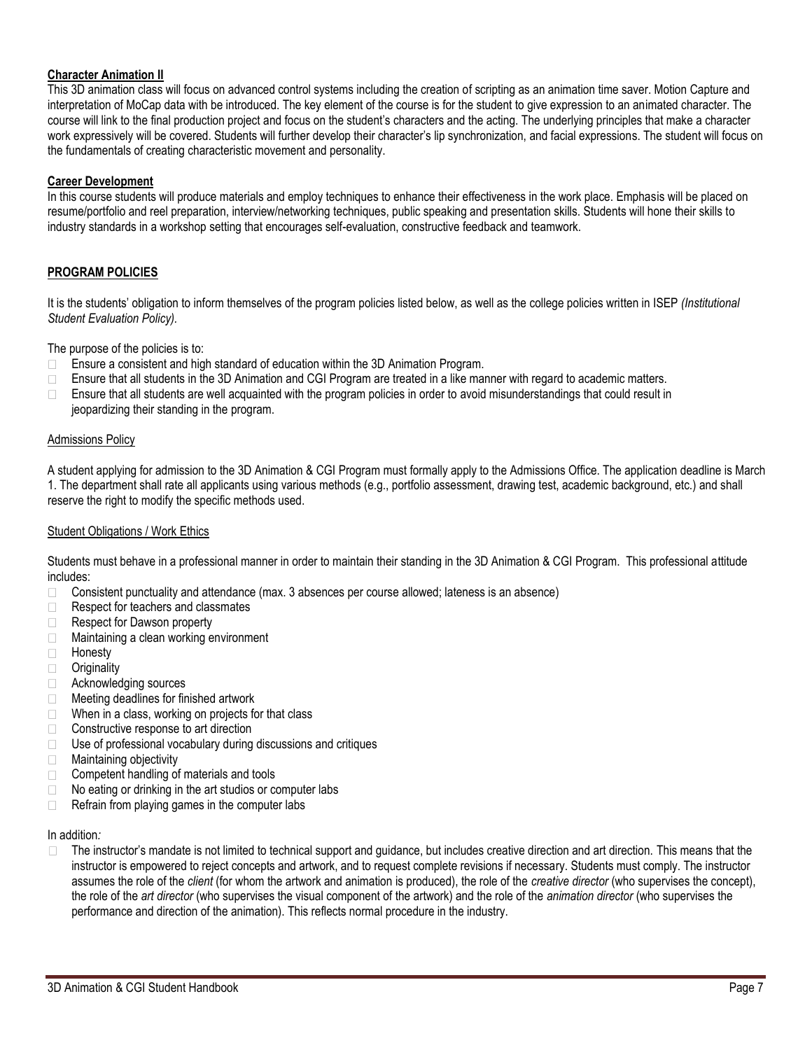**Character Animation II**

This 3D animation class will focus on advanced control systems including the creation of scripting as an animation time saver. Motion Capture and interpretation of MoCap data with be introduced. The key element of the course is for the student to give expression to an animated character. The course will link to the final production project and focus on the student's characters and the acting. The underlying principles that make a character work expressively will be covered. Students will further develop their character's lip synchronization, and facial expressions. The student will focus on the fundamentals of creating characteristic movement and personality.

**Career Development**

In this course students will produce materials and employ techniques to enhance their effectiveness in the work place. Emphasis will be placed on resume/portfolio and reel preparation, interview/networking techniques, public speaking and presentation skills. Students will hone their skills to industry standards in a workshop setting that encourages self-evaluation, constructive feedback and teamwork.

## PROGRAM POLICIES

It is the students' obligation to inform themselves of the program policies listed below, as well as the college policies written in ISEP *(Institutional Student Evaluation Policy)*.

The purpose of the policies is to:

- Ensure a consistent and high standard of education within the 3D Animation Program.
- Ensure that all students in the 3D Animation and CGI Program are treated in a like manner with regard to academic matters.
- Ensure that all students are well acquainted with the program policies in order to avoid misunderstandings that could result in jeopardizing their standing in the program.

### Admissions Policy

A student applying for admission to the 3D Animation & CGI Program must formally apply to the Admissions Office. The application deadline is March 1. The department shall rate all applicants using various methods (e.g., portfolio assessment, drawing test, academic background, etc.) and shall reserve the right to modify the specific methods used.

### Student Obligations / Work Ethics

Students must behave in a professional manner in order to maintain their standing in the 3D Animation & CGI Program. This professional attitude includes:

- Consistent punctuality and attendance (max. 3 absences per course allowed; lateness is an absence)
- Respect for teachers and classmates
- Respect for Dawson property
- Maintaining a clean working environment
- Honesty
- Originality
- Acknowledging sources
- Meeting deadlines for finished artwork
- When in a class, working on projects for that class
- Constructive response to art direction
- Use of professional vocabulary during discussions and critiques
- Maintaining objectivity
- Competent handling of materials and tools
- No eating or drinking in the art studios or computer labs
- Refrain from playing games in the computer labs

In addition*:*

- The instructor's mandate is not limited to technical support and guidance, but includes creative direction and art direction. This means that the instructor is empowered to reject concepts and artwork, and to request complete revisions if necessary. Students must comply. The instructor assumes the role of the *client* (for whom the artwork and animation is produced), the role of the *creative director* (who supervises the concept), the role of the *art director* (who supervises the visual component of the artwork) and the role of the *animation director* (who supervises the performance and direction of the animation). This reflects normal procedure in the industry.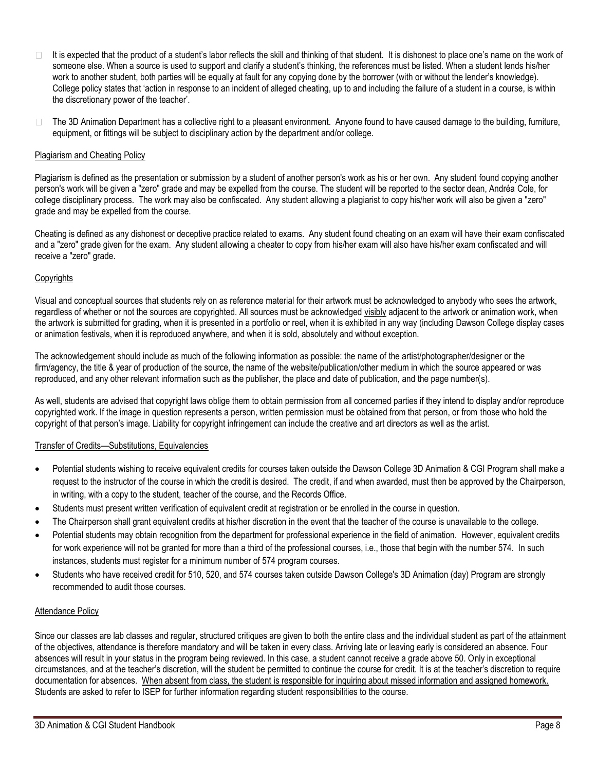- It is expected that the product of a student's labor reflects the skill and thinking of that student. It is dishonest to place one's name on the work of someone else. When a source is used to support and clarify a student's thinking, the references must be listed. When a student lends his/her work to another student, both parties will be equally at fault for any copying done by the borrower (with or without the lender's knowledge). College policy states that 'action in response to an incident of alleged cheating, up to and including the failure of a student in a course, is within the discretionary power of the teacher'.
- The 3D Animation Department has a collective right to a pleasant environment. Anyone found to have caused damage to the building, furniture, equipment, or fittings will be subject to disciplinary action by the department and/or college.

<u>Plagiarism and Cheating Policy</u>

Plagiarism is defined as the presentation or submission by a student of another person's work as his or her own. Any student found copying another person's work will be given a "zero" grade and may be expelled from the course. The student will be reported to the sector dean, Andréa Cole, for college disciplinary process. The work may also be confiscated. Any student allowing a plagiarist to copy his/her work will also be given a "zero" grade and may be expelled from the course.

Cheating is defined as any dishonest or deceptive practice related to exams. Any student found cheating on an exam will have their exam confiscated and a "zero" grade given for the exam. Any student allowing a cheater to copy from his/her exam will also have his/her exam confiscated and will receive a "zero" grade.

<u>Copyrights</u>

Visual and conceptual sources that students rely on as reference material for their artwork must be acknowledged to anybody who sees the artwork, regardless of whether or not the sources are copyrighted. All sources must be acknowledged <u>visibly</u> adjacent to the artwork or animation work, when the artwork is submitted for grading, when it is presented in a portfolio or reel, when it is exhibited in any way (including Dawson College display cases or animation festivals, when it is reproduced anywhere, and when it is sold, absolutely and without exception.

The acknowledgement should include as much of the following information as possible: the name of the artist/photographer/designer or the firm/agency, the title & year of production of the source, the name of the website/publication/other medium in which the source appeared or was reproduced, and any other relevant information such as the publisher, the place and date of publication, and the page number(s).

As well, students are advised that copyright laws oblige them to obtain permission from all concerned parties if they intend to display and/or reproduce copyrighted work. If the image in question represents a person, written permission must be obtained from that person, or from those who hold the copyright of that person's image. Liability for copyright infringement can include the creative and art directors as well as the artist.

<u>Transfer of Credits—Substitutions, Equivalencies</u>

- Potential students wishing to receive equivalent credits for courses taken outside the Dawson College 3D Animation & CGI Program shall make a request to the instructor of the course in which the credit is desired. The credit, if and when awarded, must then be approved by the Chairperson, in writing, with a copy to the student, teacher of the course, and the Records Office.
- Students must present written verification of equivalent credit at registration or be enrolled in the course in question.
- The Chairperson shall grant equivalent credits at his/her discretion in the event that the teacher of the course is unavailable to the college.
- Potential students may obtain recognition from the department for professional experience in the field of animation. However, equivalent credits for work experience will not be granted for more than a third of the professional courses, i.e., those that begin with the number 574. In such instances, students must register for a minimum number of 574 program courses.
- Students who have received credit for 510, 520, and 574 courses taken outside Dawson College's 3D Animation (day) Program are strongly recommended to audit those courses.

<u>Attendance Policy</u>

Since our classes are lab classes and regular, structured critiques are given to both the entire class and the individual student as part of the attainment of the objectives, attendance is therefore mandatory and will be taken in every class. Arriving late or leaving early is considered an absence. Four absences will result in your status in the program being reviewed. In this case, a student cannot receive a grade above 50. Only in exceptional circumstances, and at the teacher's discretion, will the student be permitted to continue the course for credit. It is at the teacher's discretion to require documentation for absences. <u>When absent from class, the student is responsible for inquiring about missed information and assigned homework.</u> Students are asked to refer to ISEP for further information regarding student responsibilities to the course.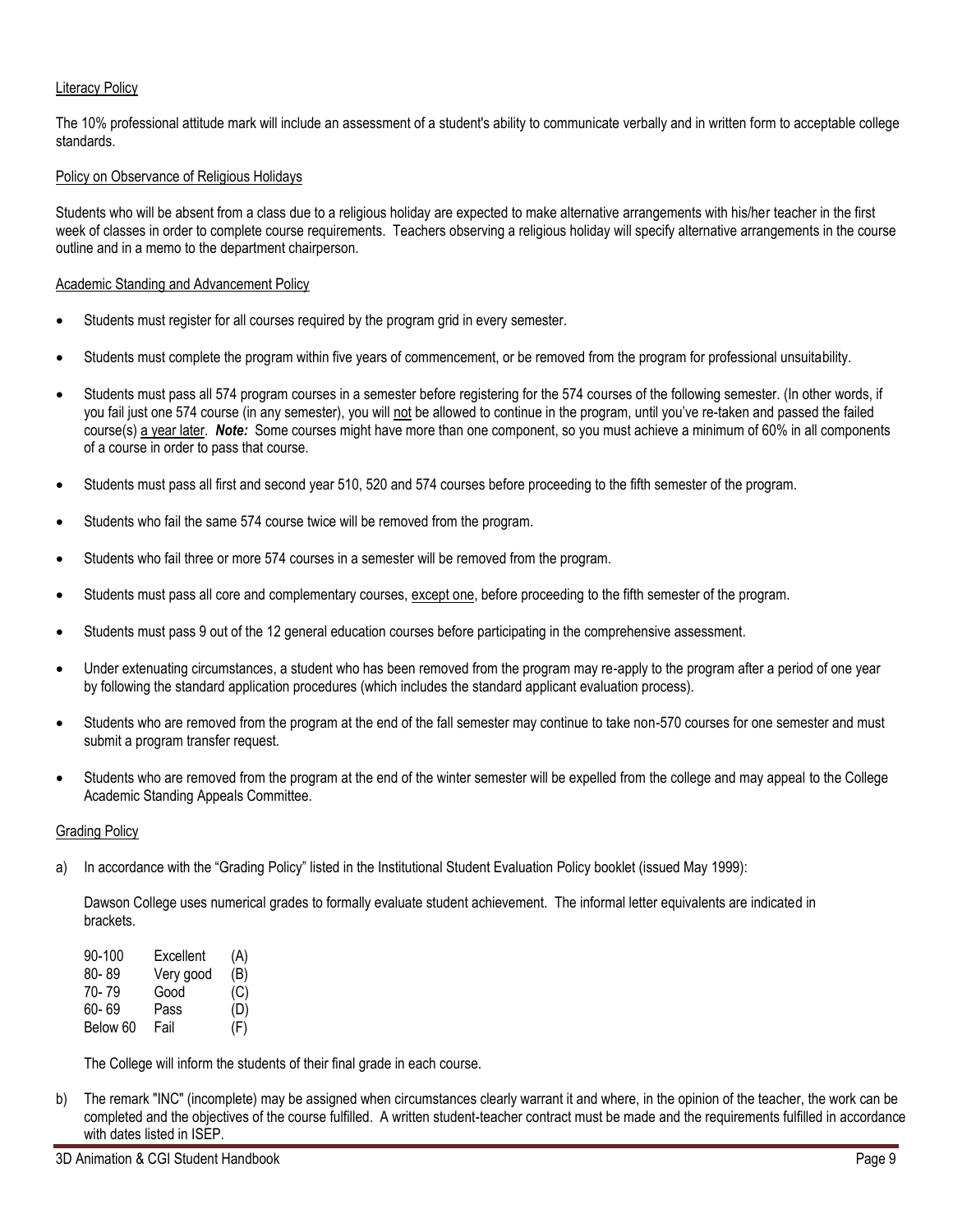## Literacy Policy

The 10% professional attitude mark will include an assessment of a student's ability to communicate verbally and in written form to acceptable college standards.

## Policy on Observance of Religious Holidays

Students who will be absent from a class due to a religious holiday are expected to make alternative arrangements with his/her teacher in the first week of classes in order to complete course requirements. Teachers observing a religious holiday will specify alternative arrangements in the course outline and in a memo to the department chairperson.

## Academic Standing and Advancement Policy

- Students must register for all courses required by the program grid in every semester.
- Students must complete the program within five years of commencement, or be removed from the program for professional unsuitability.
- Students must pass all 574 program courses in a semester before registering for the 574 courses of the following semester. (In other words, if you fail just one 574 course (in any semester), you will not be allowed to continue in the program, until you've re-taken and passed the failed course(s) a year later. ***Note:*** Some courses might have more than one component, so you must achieve a minimum of 60% in all components of a course in order to pass that course.
- Students must pass all first and second year 510, 520 and 574 courses before proceeding to the fifth semester of the program.
- Students who fail the same 574 course twice will be removed from the program.
- Students who fail three or more 574 courses in a semester will be removed from the program.
- Students must pass all core and complementary courses, except one, before proceeding to the fifth semester of the program.
- Students must pass 9 out of the 12 general education courses before participating in the comprehensive assessment.
- Under extenuating circumstances, a student who has been removed from the program may re-apply to the program after a period of one year by following the standard application procedures (which includes the standard applicant evaluation process).
- Students who are removed from the program at the end of the fall semester may continue to take non-570 courses for one semester and must submit a program transfer request.
- Students who are removed from the program at the end of the winter semester will be expelled from the college and may appeal to the College Academic Standing Appeals Committee.

## Grading Policy

a) In accordance with the "Grading Policy" listed in the Institutional Student Evaluation Policy booklet (issued May 1999):

Dawson College uses numerical grades to formally evaluate student achievement. The informal letter equivalents are indicated in brackets.

| | | |
|---|---|---|
| 90-100 | Excellent | (A) |
| 80- 89 | Very good | (B) |
| 70- 79 | Good | (C) |
| 60- 69 | Pass | (D) |
| Below 60 | Fail | (F) |

The College will inform the students of their final grade in each course.

b) The remark "INC" (incomplete) may be assigned when circumstances clearly warrant it and where, in the opinion of the teacher, the work can be completed and the objectives of the course fulfilled. A written student-teacher contract must be made and the requirements fulfilled in accordance with dates listed in ISEP.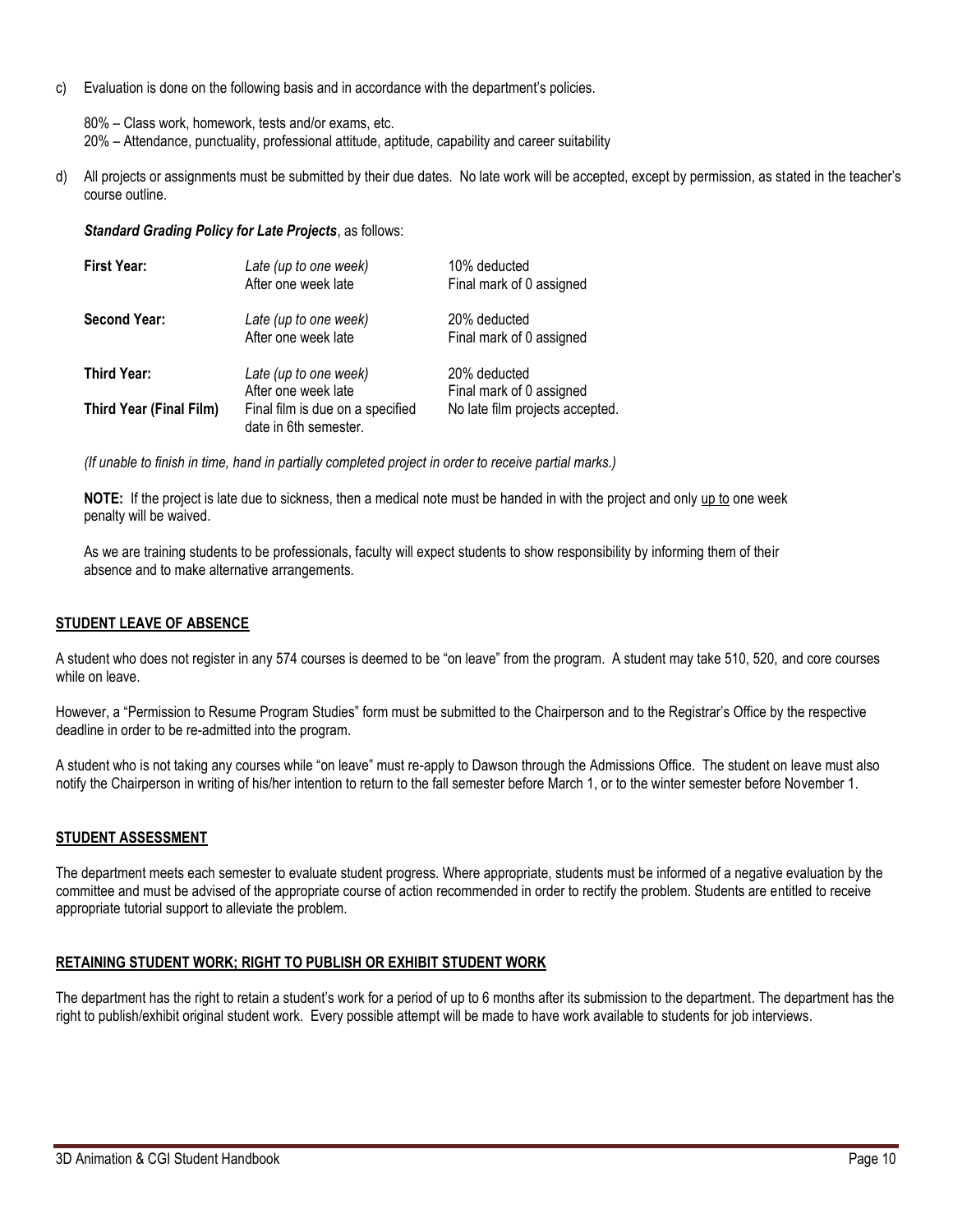c) Evaluation is done on the following basis and in accordance with the department's policies.

   80% – Class work, homework, tests and/or exams, etc.
   20% – Attendance, punctuality, professional attitude, aptitude, capability and career suitability

d) All projects or assignments must be submitted by their due dates. No late work will be accepted, except by permission, as stated in the teacher's course outline.

   ***Standard Grading Policy for Late Projects***, as follows:

| | | |
|---|---|---|
| **First Year:** | *Late (up to one week)* | 10% deducted |
| | After one week late | Final mark of 0 assigned |
| **Second Year:** | *Late (up to one week)* | 20% deducted |
| | After one week late | Final mark of 0 assigned |
| **Third Year:** | *Late (up to one week)* | 20% deducted |
| | After one week late | Final mark of 0 assigned |
| **Third Year (Final Film)** | Final film is due on a specified date in 6th semester. | No late film projects accepted. |

   *(If unable to finish in time, hand in partially completed project in order to receive partial marks.)*

   **NOTE:** If the project is late due to sickness, then a medical note must be handed in with the project and only up to one week penalty will be waived.

   As we are training students to be professionals, faculty will expect students to show responsibility by informing them of their absence and to make alternative arrangements.

## STUDENT LEAVE OF ABSENCE

A student who does not register in any 574 courses is deemed to be "on leave" from the program. A student may take 510, 520, and core courses while on leave.

However, a "Permission to Resume Program Studies" form must be submitted to the Chairperson and to the Registrar's Office by the respective deadline in order to be re-admitted into the program.

A student who is not taking any courses while "on leave" must re-apply to Dawson through the Admissions Office. The student on leave must also notify the Chairperson in writing of his/her intention to return to the fall semester before March 1, or to the winter semester before November 1.

## STUDENT ASSESSMENT

The department meets each semester to evaluate student progress. Where appropriate, students must be informed of a negative evaluation by the committee and must be advised of the appropriate course of action recommended in order to rectify the problem. Students are entitled to receive appropriate tutorial support to alleviate the problem.

## RETAINING STUDENT WORK; RIGHT TO PUBLISH OR EXHIBIT STUDENT WORK

The department has the right to retain a student's work for a period of up to 6 months after its submission to the department. The department has the right to publish/exhibit original student work. Every possible attempt will be made to have work available to students for job interviews.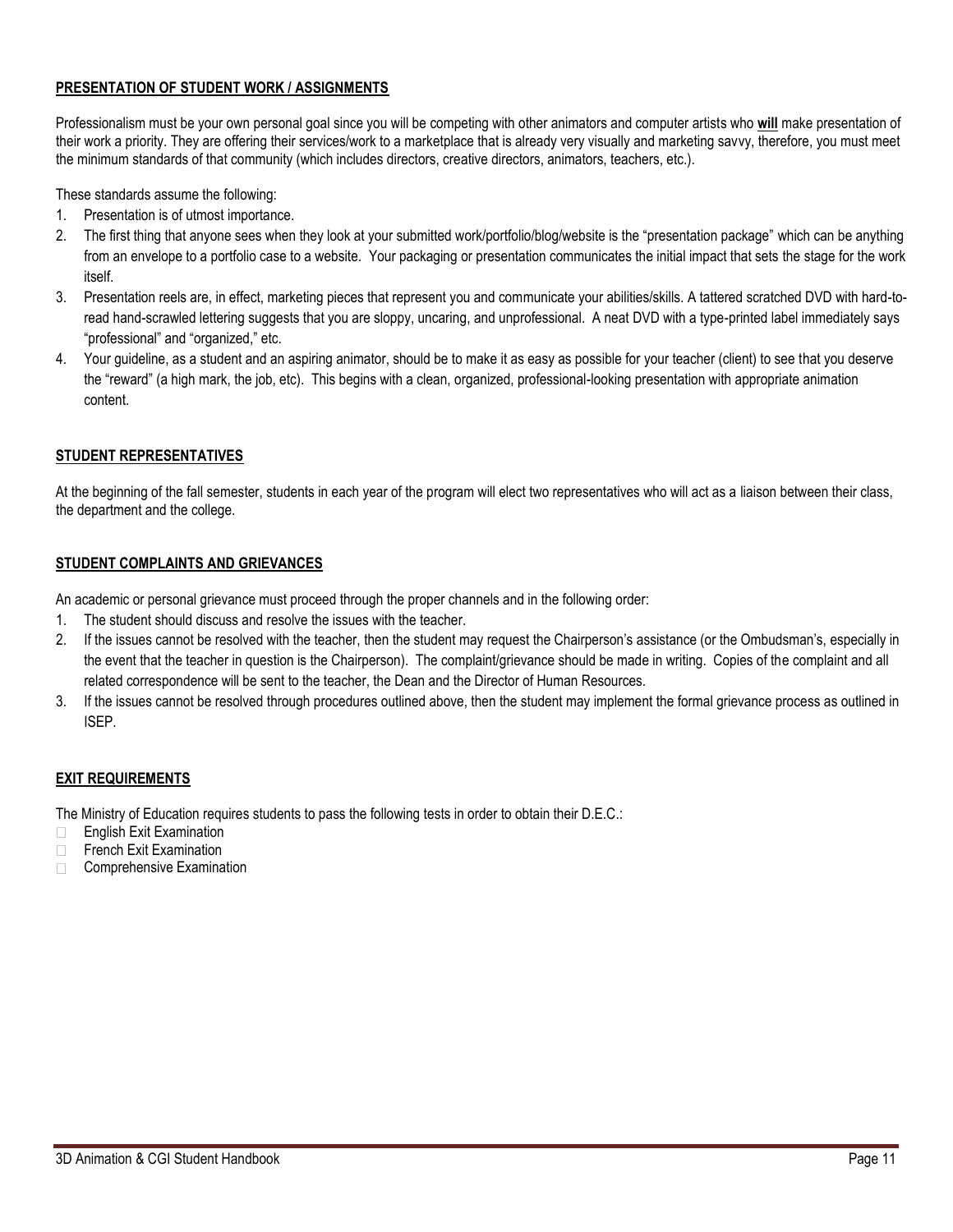## **PRESENTATION OF STUDENT WORK / ASSIGNMENTS**

Professionalism must be your own personal goal since you will be competing with other animators and computer artists who **will** make presentation of their work a priority. They are offering their services/work to a marketplace that is already very visually and marketing savvy, therefore, you must meet the minimum standards of that community (which includes directors, creative directors, animators, teachers, etc.).

These standards assume the following:

1. Presentation is of utmost importance.
2. The first thing that anyone sees when they look at your submitted work/portfolio/blog/website is the "presentation package" which can be anything from an envelope to a portfolio case to a website. Your packaging or presentation communicates the initial impact that sets the stage for the work itself.
3. Presentation reels are, in effect, marketing pieces that represent you and communicate your abilities/skills. A tattered scratched DVD with hard-to-read hand-scrawled lettering suggests that you are sloppy, uncaring, and unprofessional. A neat DVD with a type-printed label immediately says "professional" and "organized," etc.
4. Your guideline, as a student and an aspiring animator, should be to make it as easy as possible for your teacher (client) to see that you deserve the "reward" (a high mark, the job, etc). This begins with a clean, organized, professional-looking presentation with appropriate animation content.

## **STUDENT REPRESENTATIVES**

At the beginning of the fall semester, students in each year of the program will elect two representatives who will act as a liaison between their class, the department and the college.

## **STUDENT COMPLAINTS AND GRIEVANCES**

An academic or personal grievance must proceed through the proper channels and in the following order:

1. The student should discuss and resolve the issues with the teacher.
2. If the issues cannot be resolved with the teacher, then the student may request the Chairperson's assistance (or the Ombudsman's, especially in the event that the teacher in question is the Chairperson). The complaint/grievance should be made in writing. Copies of the complaint and all related correspondence will be sent to the teacher, the Dean and the Director of Human Resources.
3. If the issues cannot be resolved through procedures outlined above, then the student may implement the formal grievance process as outlined in ISEP.

## **EXIT REQUIREMENTS**

The Ministry of Education requires students to pass the following tests in order to obtain their D.E.C.:

- English Exit Examination
- French Exit Examination
- Comprehensive Examination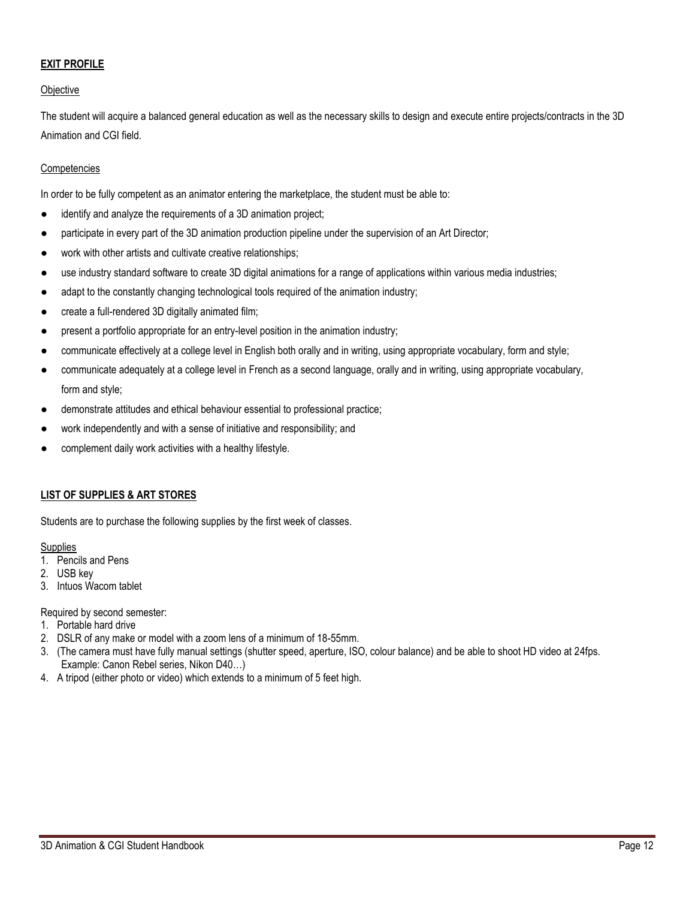## EXIT PROFILE

### Objective

The student will acquire a balanced general education as well as the necessary skills to design and execute entire projects/contracts in the 3D Animation and CGI field.

### Competencies

In order to be fully competent as an animator entering the marketplace, the student must be able to:

- identify and analyze the requirements of a 3D animation project;
- participate in every part of the 3D animation production pipeline under the supervision of an Art Director;
- work with other artists and cultivate creative relationships;
- use industry standard software to create 3D digital animations for a range of applications within various media industries;
- adapt to the constantly changing technological tools required of the animation industry;
- create a full-rendered 3D digitally animated film;
- present a portfolio appropriate for an entry-level position in the animation industry;
- communicate effectively at a college level in English both orally and in writing, using appropriate vocabulary, form and style;
- communicate adequately at a college level in French as a second language, orally and in writing, using appropriate vocabulary, form and style;
- demonstrate attitudes and ethical behaviour essential to professional practice;
- work independently and with a sense of initiative and responsibility; and
- complement daily work activities with a healthy lifestyle.

## LIST OF SUPPLIES & ART STORES

Students are to purchase the following supplies by the first week of classes.

### Supplies

1. Pencils and Pens
2. USB key
3. Intuos Wacom tablet

Required by second semester:

1. Portable hard drive
2. DSLR of any make or model with a zoom lens of a minimum of 18-55mm.
3. (The camera must have fully manual settings (shutter speed, aperture, ISO, colour balance) and be able to shoot HD video at 24fps. Example: Canon Rebel series, Nikon D40…)
4. A tripod (either photo or video) which extends to a minimum of 5 feet high.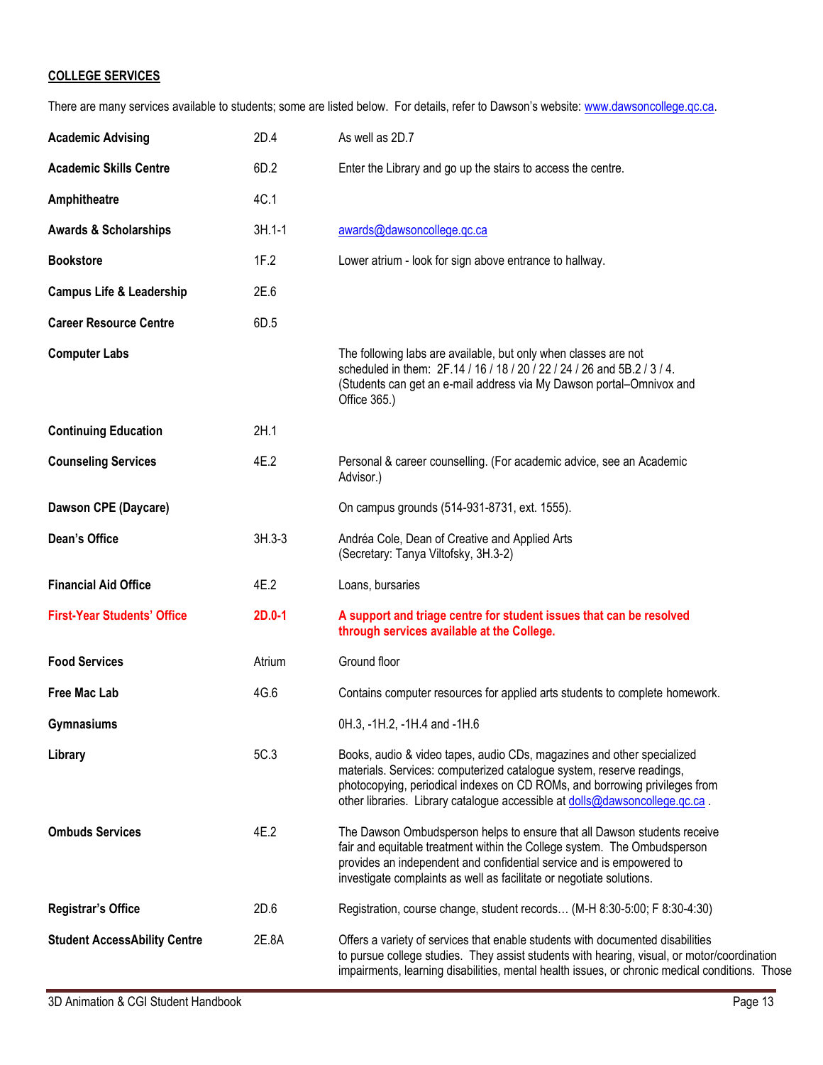**COLLEGE SERVICES**

There are many services available to students; some are listed below. For details, refer to Dawson's website: www.dawsoncollege.qc.ca.

| | | |
|---|---|---|
| **Academic Advising** | 2D.4 | As well as 2D.7 |
| **Academic Skills Centre** | 6D.2 | Enter the Library and go up the stairs to access the centre. |
| **Amphitheatre** | 4C.1 | |
| **Awards & Scholarships** | 3H.1-1 | awards@dawsoncollege.qc.ca |
| **Bookstore** | 1F.2 | Lower atrium - look for sign above entrance to hallway. |
| **Campus Life & Leadership** | 2E.6 | |
| **Career Resource Centre** | 6D.5 | |
| **Computer Labs** | | The following labs are available, but only when classes are not scheduled in them: 2F.14 / 16 / 18 / 20 / 22 / 24 / 26 and 5B.2 / 3 / 4. (Students can get an e-mail address via My Dawson portal–Omnivox and Office 365.) |
| **Continuing Education** | 2H.1 | |
| **Counseling Services** | 4E.2 | Personal & career counselling. (For academic advice, see an Academic Advisor.) |
| **Dawson CPE (Daycare)** | | On campus grounds (514-931-8731, ext. 1555). |
| **Dean's Office** | 3H.3-3 | Andréa Cole, Dean of Creative and Applied Arts (Secretary: Tanya Viltofsky, 3H.3-2) |
| **Financial Aid Office** | 4E.2 | Loans, bursaries |
| **First-Year Students' Office** | **2D.0-1** | **A support and triage centre for student issues that can be resolved through services available at the College.** |
| **Food Services** | Atrium | Ground floor |
| **Free Mac Lab** | 4G.6 | Contains computer resources for applied arts students to complete homework. |
| **Gymnasiums** | | 0H.3, -1H.2, -1H.4 and -1H.6 |
| **Library** | 5C.3 | Books, audio & video tapes, audio CDs, magazines and other specialized materials. Services: computerized catalogue system, reserve readings, photocopying, periodical indexes on CD ROMs, and borrowing privileges from other libraries. Library catalogue accessible at dolls@dawsoncollege.qc.ca . |
| **Ombuds Services** | 4E.2 | The Dawson Ombudsperson helps to ensure that all Dawson students receive fair and equitable treatment within the College system. The Ombudsperson provides an independent and confidential service and is empowered to investigate complaints as well as facilitate or negotiate solutions. |
| **Registrar's Office** | 2D.6 | Registration, course change, student records… (M-H 8:30-5:00; F 8:30-4:30) |
| **Student AccessAbility Centre** | 2E.8A | Offers a variety of services that enable students with documented disabilities to pursue college studies. They assist students with hearing, visual, or motor/coordination impairments, learning disabilities, mental health issues, or chronic medical conditions. Those |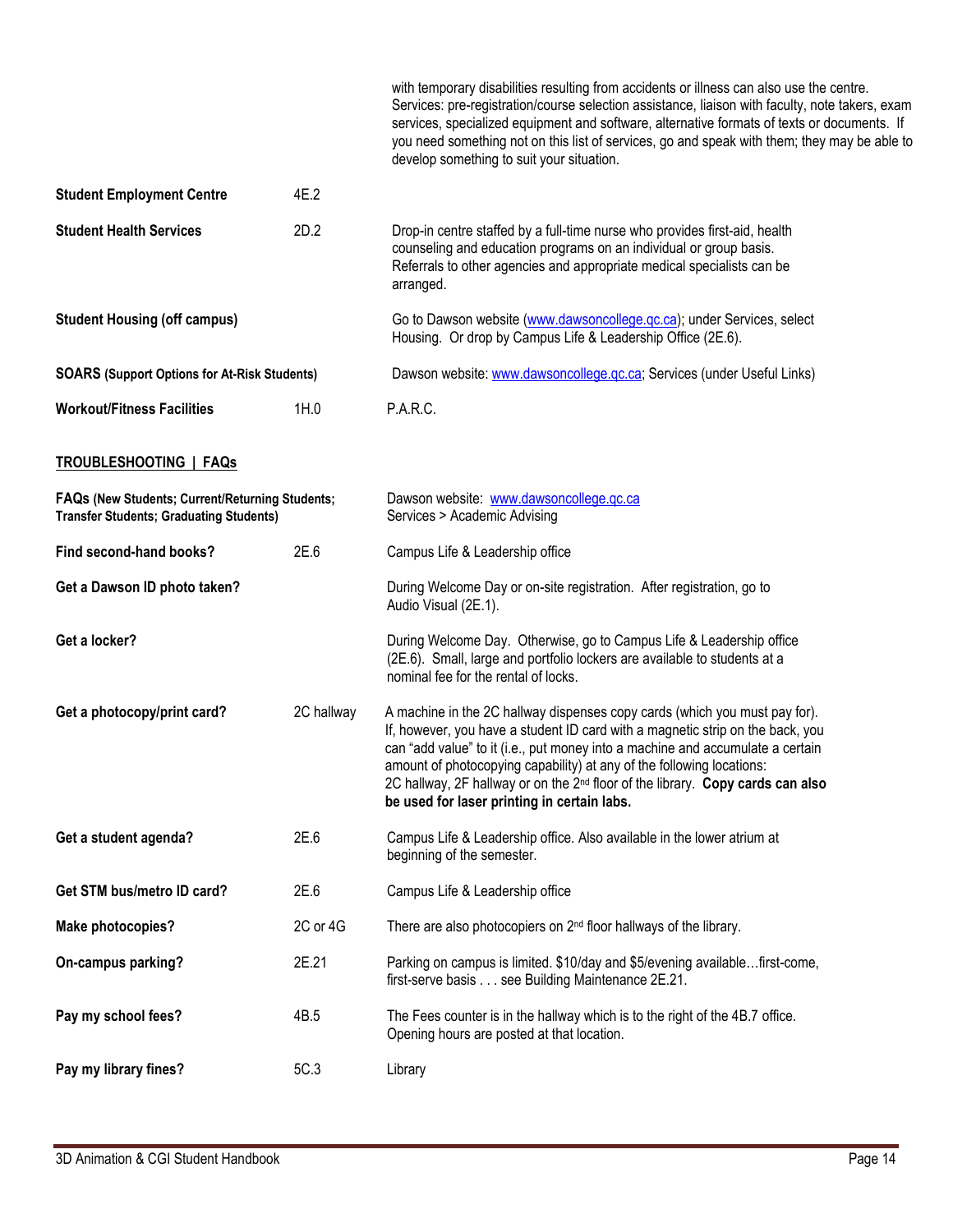| | | |
|---|---|---|
| | | with temporary disabilities resulting from accidents or illness can also use the centre. Services: pre-registration/course selection assistance, liaison with faculty, note takers, exam services, specialized equipment and software, alternative formats of texts or documents. If you need something not on this list of services, go and speak with them; they may be able to develop something to suit your situation. |
| **Student Employment Centre** | 4E.2 | |
| **Student Health Services** | 2D.2 | Drop-in centre staffed by a full-time nurse who provides first-aid, health counseling and education programs on an individual or group basis. Referrals to other agencies and appropriate medical specialists can be arranged. |
| **Student Housing (off campus)** | | Go to Dawson website (www.dawsoncollege.qc.ca); under Services, select Housing. Or drop by Campus Life & Leadership Office (2E.6). |
| **SOARS (Support Options for At-Risk Students)** | | Dawson website: www.dawsoncollege.qc.ca; Services (under Useful Links) |
| **Workout/Fitness Facilities** | 1H.0 | P.A.R.C. |

## TROUBLESHOOTING | FAQs

| | | |
|---|---|---|
| **FAQs (New Students; Current/Returning Students; Transfer Students; Graduating Students)** | | Dawson website: www.dawsoncollege.qc.ca Services > Academic Advising |
| **Find second-hand books?** | 2E.6 | Campus Life & Leadership office |
| **Get a Dawson ID photo taken?** | | During Welcome Day or on-site registration. After registration, go to Audio Visual (2E.1). |
| **Get a locker?** | | During Welcome Day. Otherwise, go to Campus Life & Leadership office (2E.6). Small, large and portfolio lockers are available to students at a nominal fee for the rental of locks. |
| **Get a photocopy/print card?** | 2C hallway | A machine in the 2C hallway dispenses copy cards (which you must pay for). If, however, you have a student ID card with a magnetic strip on the back, you can "add value" to it (i.e., put money into a machine and accumulate a certain amount of photocopying capability) at any of the following locations: 2C hallway, 2F hallway or on the 2nd floor of the library. **Copy cards can also be used for laser printing in certain labs.** |
| **Get a student agenda?** | 2E.6 | Campus Life & Leadership office. Also available in the lower atrium at beginning of the semester. |
| **Get STM bus/metro ID card?** | 2E.6 | Campus Life & Leadership office |
| **Make photocopies?** | 2C or 4G | There are also photocopiers on 2nd floor hallways of the library. |
| **On-campus parking?** | 2E.21 | Parking on campus is limited. $10/day and $5/evening available…first-come, first-serve basis . . . see Building Maintenance 2E.21. |
| **Pay my school fees?** | 4B.5 | The Fees counter is in the hallway which is to the right of the 4B.7 office. Opening hours are posted at that location. |
| **Pay my library fines?** | 5C.3 | Library |